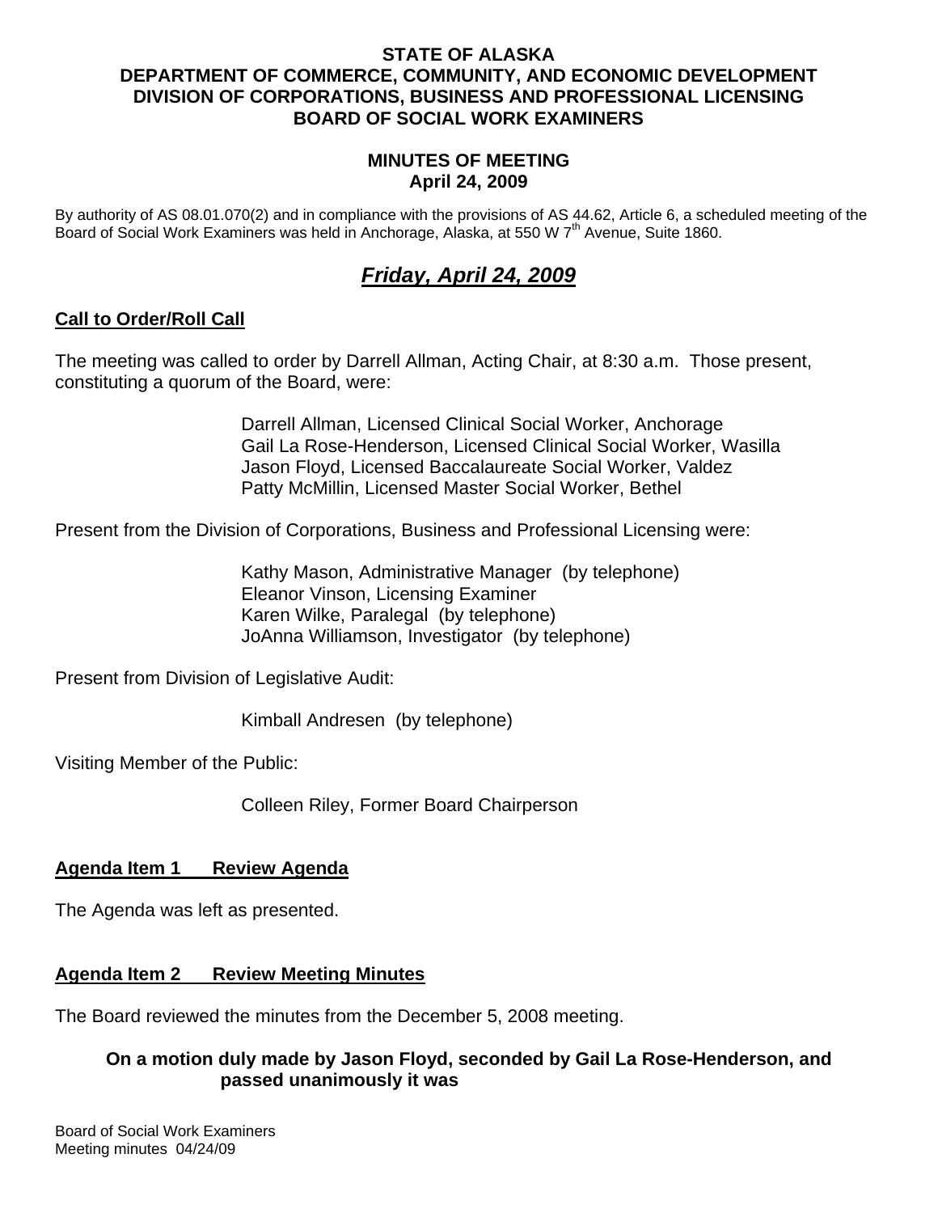**STATE OF ALASKA**
**DEPARTMENT OF COMMERCE, COMMUNITY, AND ECONOMIC DEVELOPMENT**
**DIVISION OF CORPORATIONS, BUSINESS AND PROFESSIONAL LICENSING**
**BOARD OF SOCIAL WORK EXAMINERS**

**MINUTES OF MEETING**
**April 24, 2009**

By authority of AS 08.01.070(2) and in compliance with the provisions of AS 44.62, Article 6, a scheduled meeting of the Board of Social Work Examiners was held in Anchorage, Alaska, at 550 W 7th Avenue, Suite 1860.

## ***Friday, April 24, 2009***

### Call to Order/Roll Call

The meeting was called to order by Darrell Allman, Acting Chair, at 8:30 a.m. Those present, constituting a quorum of the Board, were:

Darrell Allman, Licensed Clinical Social Worker, Anchorage
Gail La Rose-Henderson, Licensed Clinical Social Worker, Wasilla
Jason Floyd, Licensed Baccalaureate Social Worker, Valdez
Patty McMillin, Licensed Master Social Worker, Bethel

Present from the Division of Corporations, Business and Professional Licensing were:

Kathy Mason, Administrative Manager (by telephone)
Eleanor Vinson, Licensing Examiner
Karen Wilke, Paralegal (by telephone)
JoAnna Williamson, Investigator (by telephone)

Present from Division of Legislative Audit:

Kimball Andresen (by telephone)

Visiting Member of the Public:

Colleen Riley, Former Board Chairperson

### Agenda Item 1 Review Agenda

The Agenda was left as presented.

### Agenda Item 2 Review Meeting Minutes

The Board reviewed the minutes from the December 5, 2008 meeting.

**On a motion duly made by Jason Floyd, seconded by Gail La Rose-Henderson, and passed unanimously it was**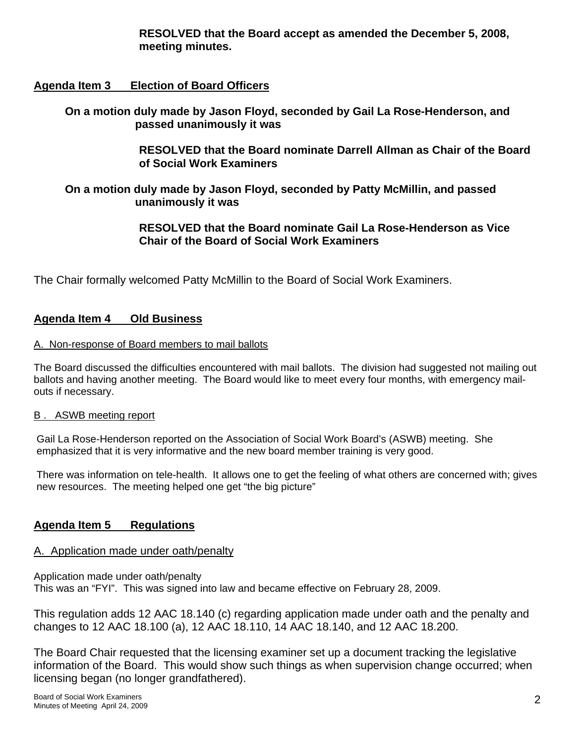**RESOLVED that the Board accept as amended the December 5, 2008, meeting minutes.**

## Agenda Item 3 Election of Board Officers

**On a motion duly made by Jason Floyd, seconded by Gail La Rose-Henderson, and passed unanimously it was**

**RESOLVED that the Board nominate Darrell Allman as Chair of the Board of Social Work Examiners**

**On a motion duly made by Jason Floyd, seconded by Patty McMillin, and passed unanimously it was**

**RESOLVED that the Board nominate Gail La Rose-Henderson as Vice Chair of the Board of Social Work Examiners**

The Chair formally welcomed Patty McMillin to the Board of Social Work Examiners.

## Agenda Item 4 Old Business

### A. Non-response of Board members to mail ballots

The Board discussed the difficulties encountered with mail ballots. The division had suggested not mailing out ballots and having another meeting. The Board would like to meet every four months, with emergency mail-outs if necessary.

### B . ASWB meeting report

Gail La Rose-Henderson reported on the Association of Social Work Board's (ASWB) meeting. She emphasized that it is very informative and the new board member training is very good.

There was information on tele-health. It allows one to get the feeling of what others are concerned with; gives new resources. The meeting helped one get "the big picture"

## Agenda Item 5 Regulations

### A. Application made under oath/penalty

Application made under oath/penalty
This was an "FYI". This was signed into law and became effective on February 28, 2009.

This regulation adds 12 AAC 18.140 (c) regarding application made under oath and the penalty and changes to 12 AAC 18.100 (a), 12 AAC 18.110, 14 AAC 18.140, and 12 AAC 18.200.

The Board Chair requested that the licensing examiner set up a document tracking the legislative information of the Board. This would show such things as when supervision change occurred; when licensing began (no longer grandfathered).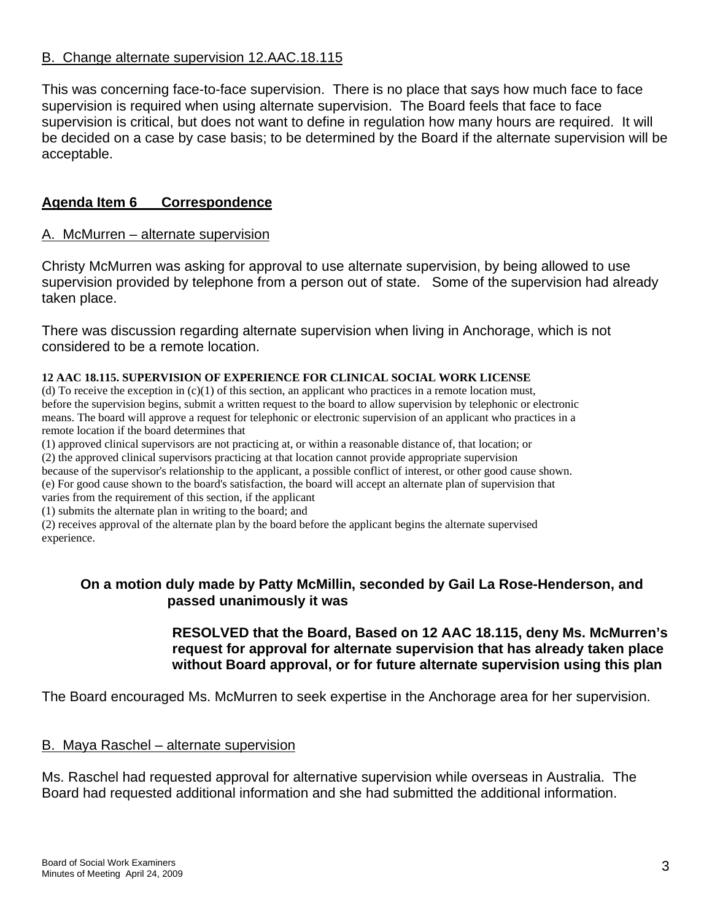B. Change alternate supervision 12.AAC.18.115

This was concerning face-to-face supervision. There is no place that says how much face to face supervision is required when using alternate supervision. The Board feels that face to face supervision is critical, but does not want to define in regulation how many hours are required. It will be decided on a case by case basis; to be determined by the Board if the alternate supervision will be acceptable.

## Agenda Item 6 Correspondence

A. McMurren – alternate supervision

Christy McMurren was asking for approval to use alternate supervision, by being allowed to use supervision provided by telephone from a person out of state. Some of the supervision had already taken place.

There was discussion regarding alternate supervision when living in Anchorage, which is not considered to be a remote location.

**12 AAC 18.115. SUPERVISION OF EXPERIENCE FOR CLINICAL SOCIAL WORK LICENSE**

(d) To receive the exception in (c)(1) of this section, an applicant who practices in a remote location must, before the supervision begins, submit a written request to the board to allow supervision by telephonic or electronic means. The board will approve a request for telephonic or electronic supervision of an applicant who practices in a remote location if the board determines that

(1) approved clinical supervisors are not practicing at, or within a reasonable distance of, that location; or

(2) the approved clinical supervisors practicing at that location cannot provide appropriate supervision because of the supervisor's relationship to the applicant, a possible conflict of interest, or other good cause shown.

(e) For good cause shown to the board's satisfaction, the board will accept an alternate plan of supervision that varies from the requirement of this section, if the applicant

(1) submits the alternate plan in writing to the board; and

(2) receives approval of the alternate plan by the board before the applicant begins the alternate supervised experience.

**On a motion duly made by Patty McMillin, seconded by Gail La Rose-Henderson, and passed unanimously it was**

**RESOLVED that the Board, Based on 12 AAC 18.115, deny Ms. McMurren's request for approval for alternate supervision that has already taken place without Board approval, or for future alternate supervision using this plan**

The Board encouraged Ms. McMurren to seek expertise in the Anchorage area for her supervision.

B. Maya Raschel – alternate supervision

Ms. Raschel had requested approval for alternative supervision while overseas in Australia. The Board had requested additional information and she had submitted the additional information.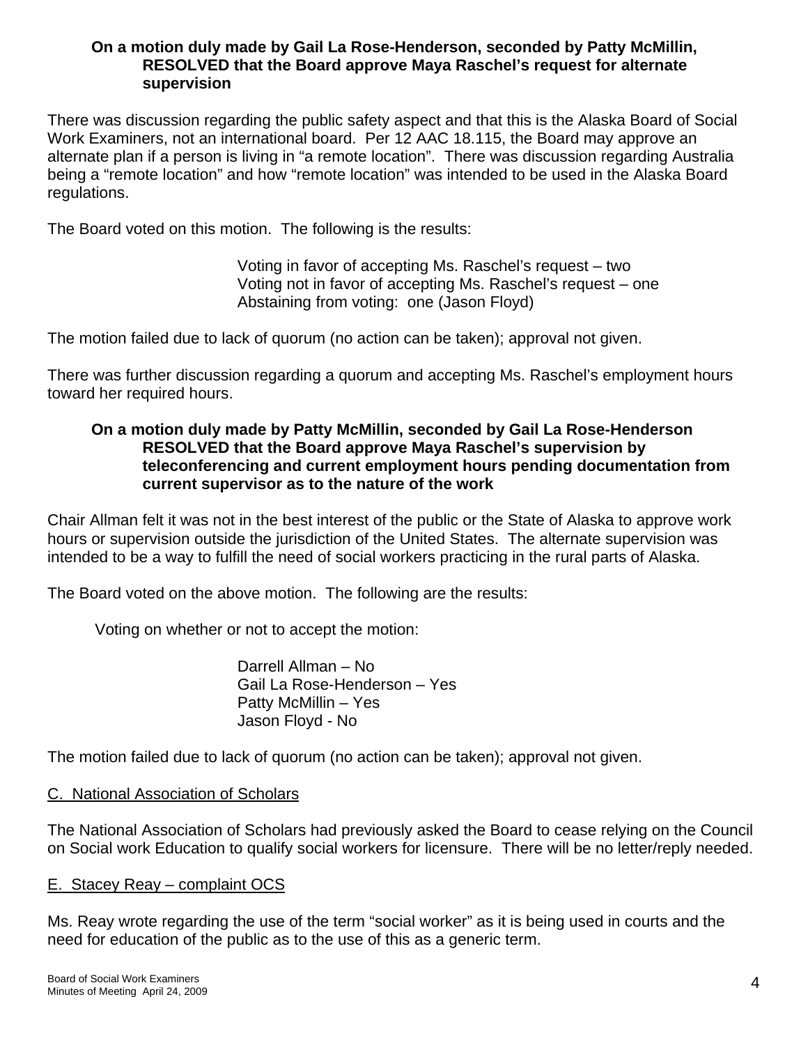**On a motion duly made by Gail La Rose-Henderson, seconded by Patty McMillin, RESOLVED that the Board approve Maya Raschel's request for alternate supervision**

There was discussion regarding the public safety aspect and that this is the Alaska Board of Social Work Examiners, not an international board. Per 12 AAC 18.115, the Board may approve an alternate plan if a person is living in "a remote location". There was discussion regarding Australia being a "remote location" and how "remote location" was intended to be used in the Alaska Board regulations.

The Board voted on this motion. The following is the results:

Voting in favor of accepting Ms. Raschel's request – two
Voting not in favor of accepting Ms. Raschel's request – one
Abstaining from voting: one (Jason Floyd)

The motion failed due to lack of quorum (no action can be taken); approval not given.

There was further discussion regarding a quorum and accepting Ms. Raschel's employment hours toward her required hours.

**On a motion duly made by Patty McMillin, seconded by Gail La Rose-Henderson RESOLVED that the Board approve Maya Raschel's supervision by teleconferencing and current employment hours pending documentation from current supervisor as to the nature of the work**

Chair Allman felt it was not in the best interest of the public or the State of Alaska to approve work hours or supervision outside the jurisdiction of the United States. The alternate supervision was intended to be a way to fulfill the need of social workers practicing in the rural parts of Alaska.

The Board voted on the above motion. The following are the results:

Voting on whether or not to accept the motion:

Darrell Allman – No
Gail La Rose-Henderson – Yes
Patty McMillin – Yes
Jason Floyd - No

The motion failed due to lack of quorum (no action can be taken); approval not given.

C. National Association of Scholars

The National Association of Scholars had previously asked the Board to cease relying on the Council on Social work Education to qualify social workers for licensure. There will be no letter/reply needed.

E. Stacey Reay – complaint OCS

Ms. Reay wrote regarding the use of the term "social worker" as it is being used in courts and the need for education of the public as to the use of this as a generic term.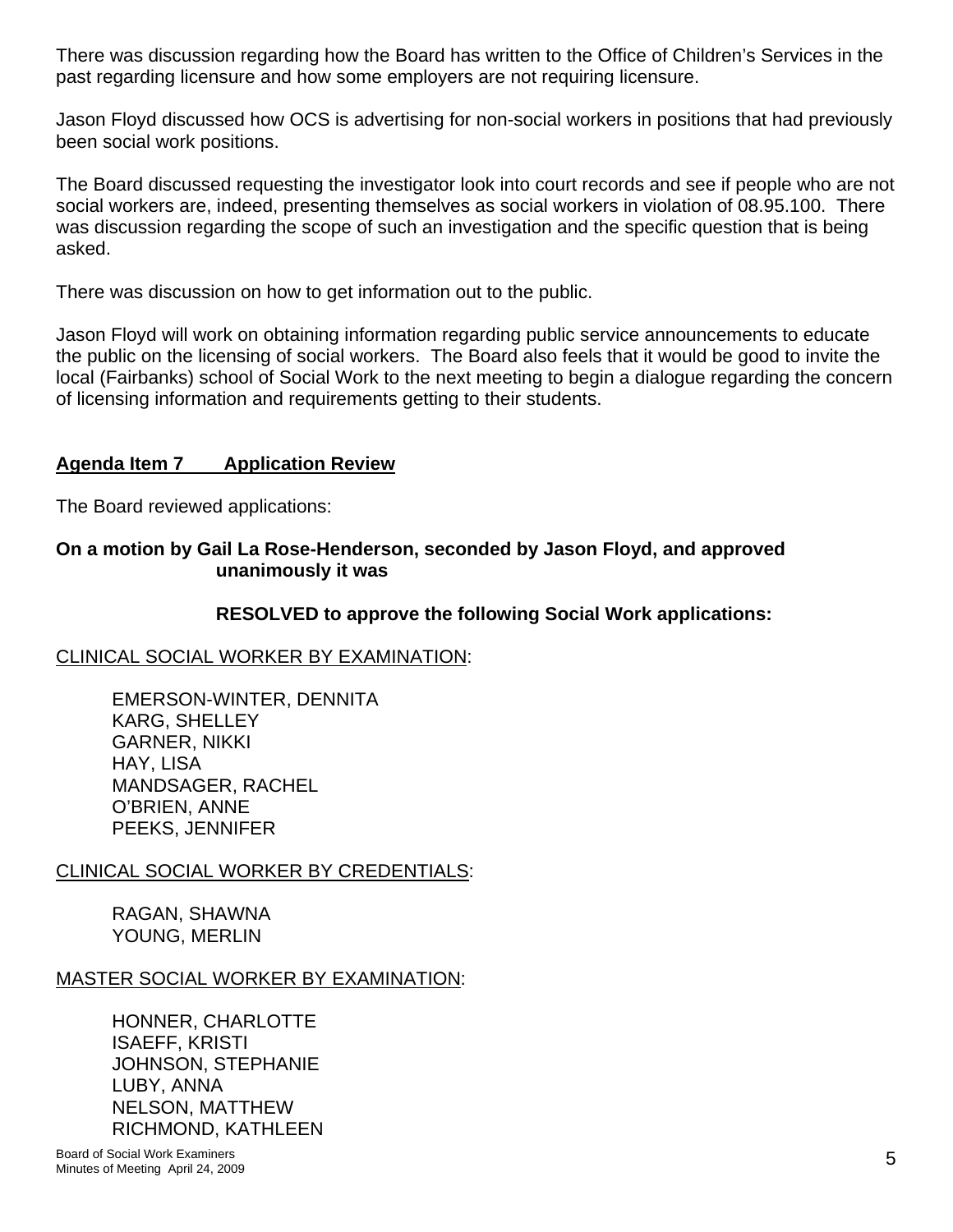There was discussion regarding how the Board has written to the Office of Children's Services in the past regarding licensure and how some employers are not requiring licensure.

Jason Floyd discussed how OCS is advertising for non-social workers in positions that had previously been social work positions.

The Board discussed requesting the investigator look into court records and see if people who are not social workers are, indeed, presenting themselves as social workers in violation of 08.95.100. There was discussion regarding the scope of such an investigation and the specific question that is being asked.

There was discussion on how to get information out to the public.

Jason Floyd will work on obtaining information regarding public service announcements to educate the public on the licensing of social workers. The Board also feels that it would be good to invite the local (Fairbanks) school of Social Work to the next meeting to begin a dialogue regarding the concern of licensing information and requirements getting to their students.

## Agenda Item 7 Application Review

The Board reviewed applications:

**On a motion by Gail La Rose-Henderson, seconded by Jason Floyd, and approved unanimously it was**

**RESOLVED to approve the following Social Work applications:**

CLINICAL SOCIAL WORKER BY EXAMINATION:

EMERSON-WINTER, DENNITA
KARG, SHELLEY
GARNER, NIKKI
HAY, LISA
MANDSAGER, RACHEL
O'BRIEN, ANNE
PEEKS, JENNIFER

CLINICAL SOCIAL WORKER BY CREDENTIALS:

RAGAN, SHAWNA
YOUNG, MERLIN

MASTER SOCIAL WORKER BY EXAMINATION:

HONNER, CHARLOTTE
ISAEFF, KRISTI
JOHNSON, STEPHANIE
LUBY, ANNA
NELSON, MATTHEW
RICHMOND, KATHLEEN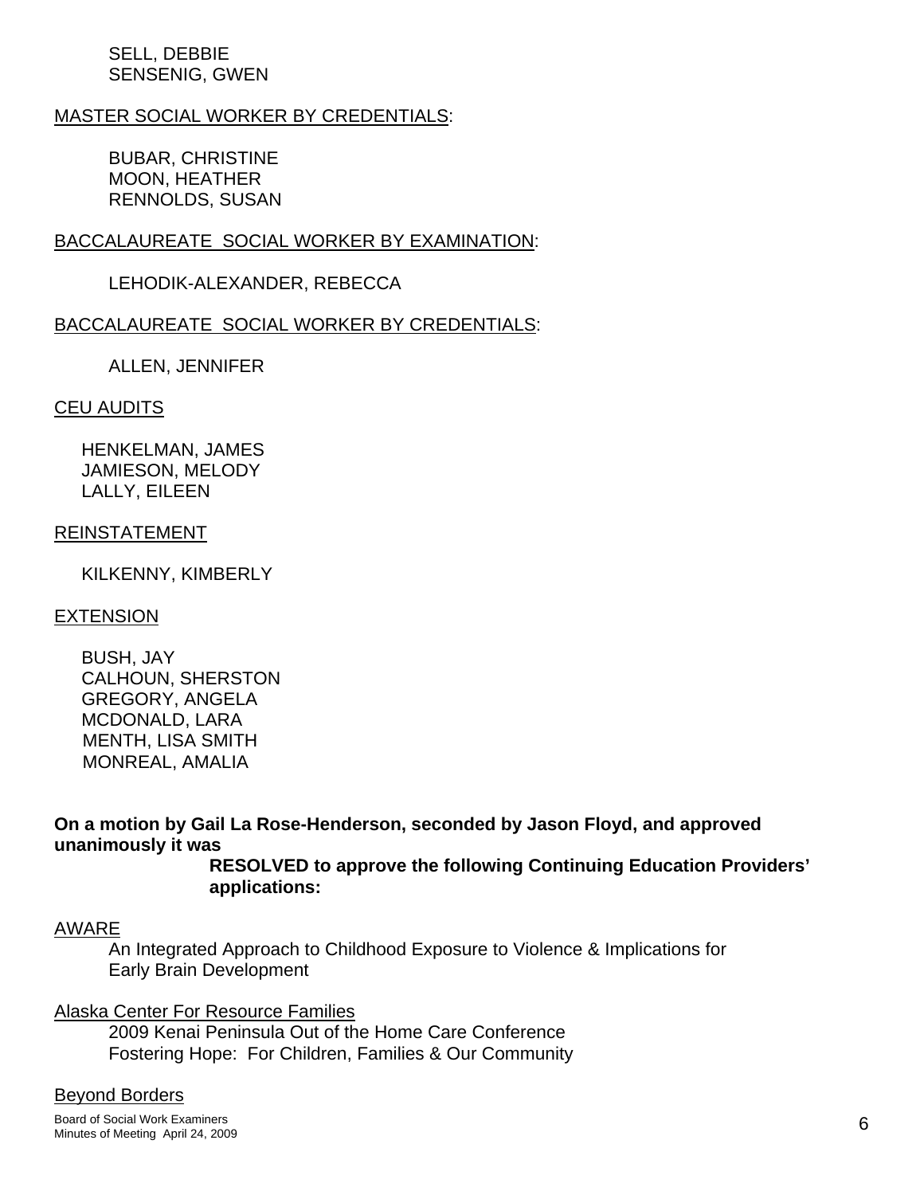SELL, DEBBIE
SENSENIG, GWEN

<u>MASTER SOCIAL WORKER BY CREDENTIALS</u>:

BUBAR, CHRISTINE
MOON, HEATHER
RENNOLDS, SUSAN

<u>BACCALAUREATE SOCIAL WORKER BY EXAMINATION</u>:

LEHODIK-ALEXANDER, REBECCA

<u>BACCALAUREATE SOCIAL WORKER BY CREDENTIALS</u>:

ALLEN, JENNIFER

<u>CEU AUDITS</u>

HENKELMAN, JAMES
JAMIESON, MELODY
LALLY, EILEEN

<u>REINSTATEMENT</u>

KILKENNY, KIMBERLY

<u>EXTENSION</u>

BUSH, JAY
CALHOUN, SHERSTON
GREGORY, ANGELA
MCDONALD, LARA
MENTH, LISA SMITH
MONREAL, AMALIA

**On a motion by Gail La Rose-Henderson, seconded by Jason Floyd, and approved unanimously it was**

**RESOLVED to approve the following Continuing Education Providers' applications:**

<u>AWARE</u>

An Integrated Approach to Childhood Exposure to Violence & Implications for Early Brain Development

<u>Alaska Center For Resource Families</u>

2009 Kenai Peninsula Out of the Home Care Conference
Fostering Hope: For Children, Families & Our Community

<u>Beyond Borders</u>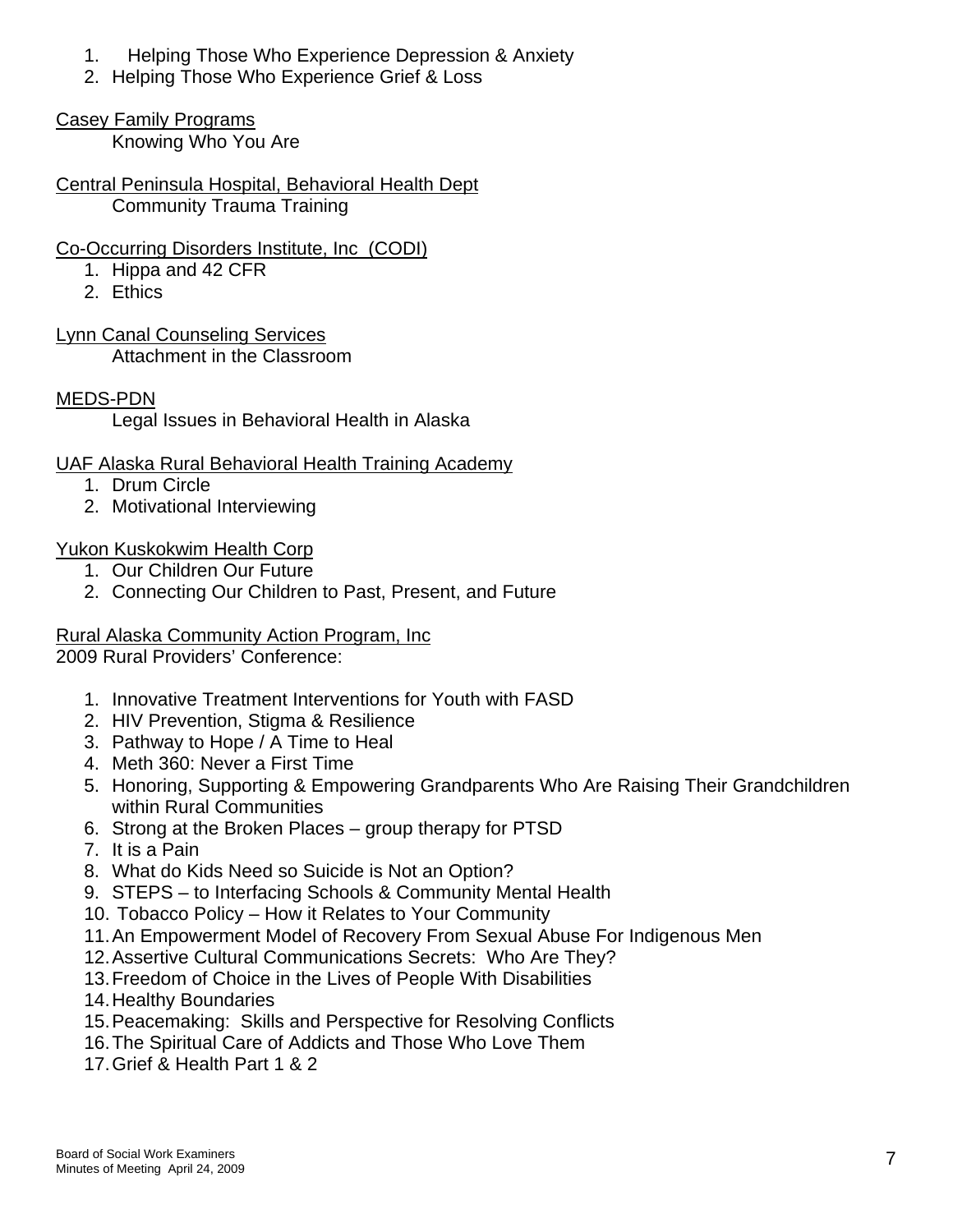1. Helping Those Who Experience Depression & Anxiety
2. Helping Those Who Experience Grief & Loss

<u>Casey Family Programs</u>

Knowing Who You Are

<u>Central Peninsula Hospital, Behavioral Health Dept</u>

Community Trauma Training

<u>Co-Occurring Disorders Institute, Inc (CODI)</u>

1. Hippa and 42 CFR
2. Ethics

<u>Lynn Canal Counseling Services</u>

Attachment in the Classroom

<u>MEDS-PDN</u>

Legal Issues in Behavioral Health in Alaska

<u>UAF Alaska Rural Behavioral Health Training Academy</u>

1. Drum Circle
2. Motivational Interviewing

<u>Yukon Kuskokwim Health Corp</u>

1. Our Children Our Future
2. Connecting Our Children to Past, Present, and Future

<u>Rural Alaska Community Action Program, Inc</u>

2009 Rural Providers' Conference:

1. Innovative Treatment Interventions for Youth with FASD
2. HIV Prevention, Stigma & Resilience
3. Pathway to Hope / A Time to Heal
4. Meth 360: Never a First Time
5. Honoring, Supporting & Empowering Grandparents Who Are Raising Their Grandchildren within Rural Communities
6. Strong at the Broken Places – group therapy for PTSD
7. It is a Pain
8. What do Kids Need so Suicide is Not an Option?
9. STEPS – to Interfacing Schools & Community Mental Health
10. Tobacco Policy – How it Relates to Your Community
11. An Empowerment Model of Recovery From Sexual Abuse For Indigenous Men
12. Assertive Cultural Communications Secrets: Who Are They?
13. Freedom of Choice in the Lives of People With Disabilities
14. Healthy Boundaries
15. Peacemaking: Skills and Perspective for Resolving Conflicts
16. The Spiritual Care of Addicts and Those Who Love Them
17. Grief & Health Part 1 & 2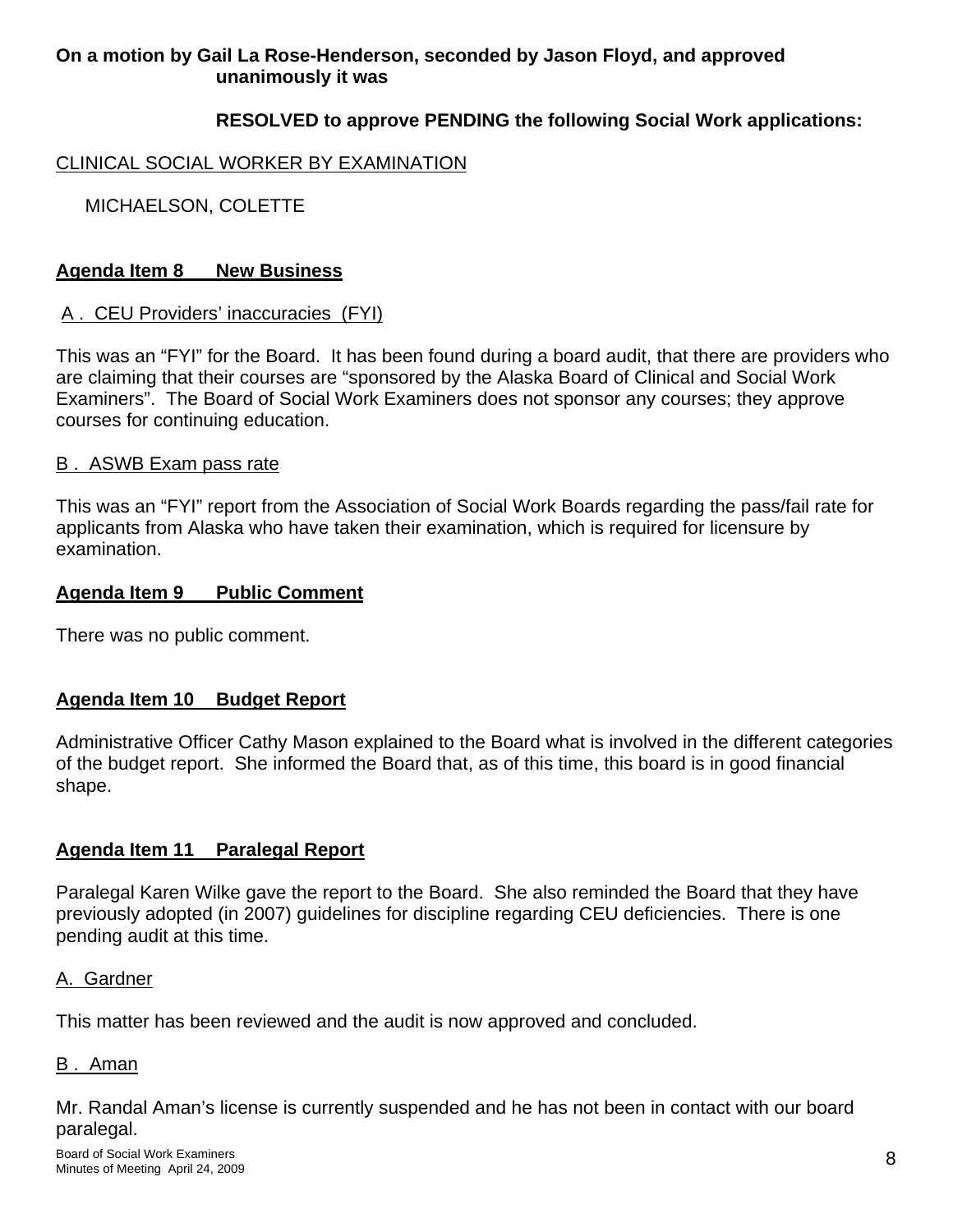**On a motion by Gail La Rose-Henderson, seconded by Jason Floyd, and approved unanimously it was**

**RESOLVED to approve PENDING the following Social Work applications:**

CLINICAL SOCIAL WORKER BY EXAMINATION

MICHAELSON, COLETTE

## Agenda Item 8 New Business

A . CEU Providers' inaccuracies (FYI)

This was an "FYI" for the Board. It has been found during a board audit, that there are providers who are claiming that their courses are "sponsored by the Alaska Board of Clinical and Social Work Examiners". The Board of Social Work Examiners does not sponsor any courses; they approve courses for continuing education.

B . ASWB Exam pass rate

This was an "FYI" report from the Association of Social Work Boards regarding the pass/fail rate for applicants from Alaska who have taken their examination, which is required for licensure by examination.

## Agenda Item 9 Public Comment

There was no public comment.

## Agenda Item 10 Budget Report

Administrative Officer Cathy Mason explained to the Board what is involved in the different categories of the budget report. She informed the Board that, as of this time, this board is in good financial shape.

## Agenda Item 11 Paralegal Report

Paralegal Karen Wilke gave the report to the Board. She also reminded the Board that they have previously adopted (in 2007) guidelines for discipline regarding CEU deficiencies. There is one pending audit at this time.

A. Gardner

This matter has been reviewed and the audit is now approved and concluded.

B . Aman

Mr. Randal Aman's license is currently suspended and he has not been in contact with our board paralegal.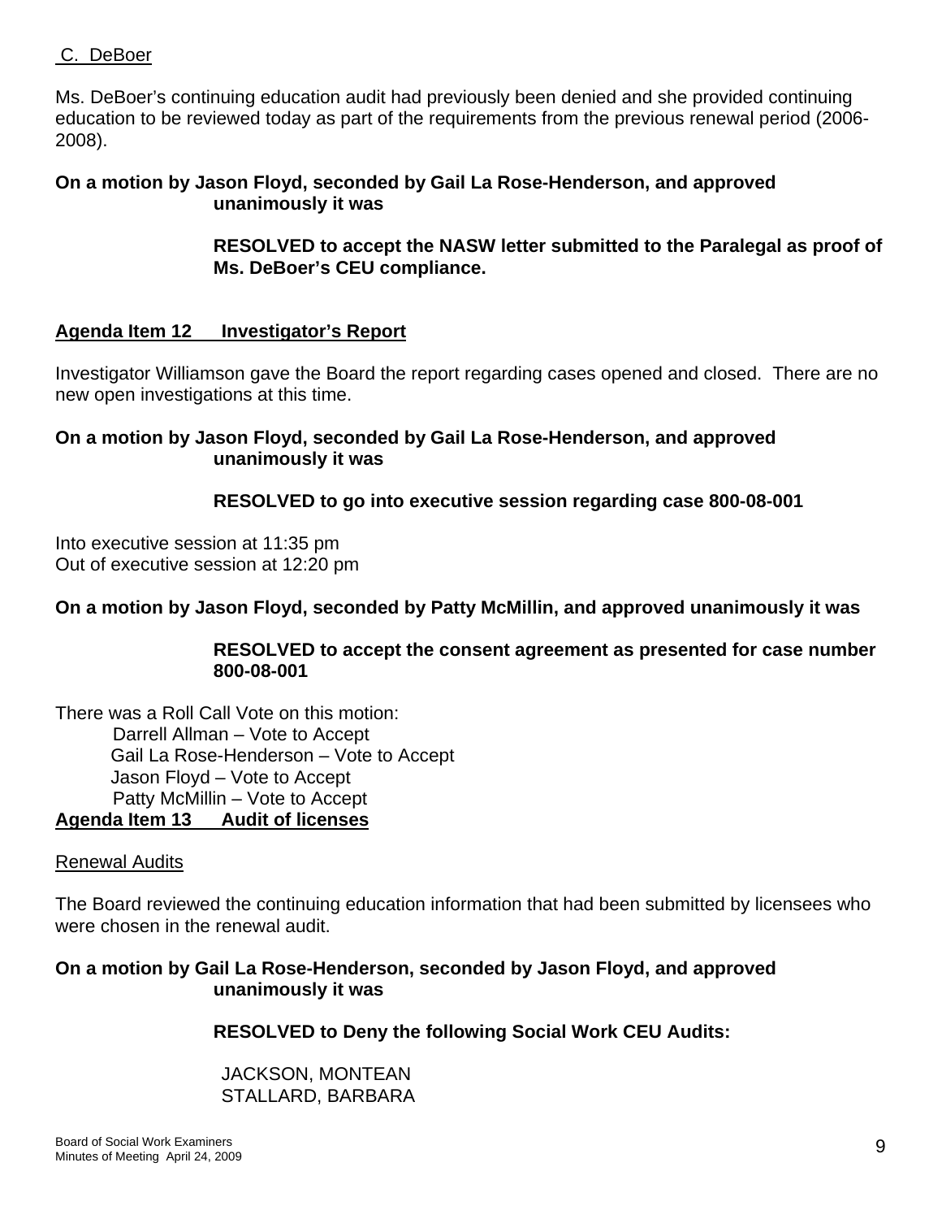C. DeBoer

Ms. DeBoer's continuing education audit had previously been denied and she provided continuing education to be reviewed today as part of the requirements from the previous renewal period (2006-2008).

**On a motion by Jason Floyd, seconded by Gail La Rose-Henderson, and approved unanimously it was**

**RESOLVED to accept the NASW letter submitted to the Paralegal as proof of Ms. DeBoer's CEU compliance.**

## Agenda Item 12 Investigator's Report

Investigator Williamson gave the Board the report regarding cases opened and closed. There are no new open investigations at this time.

**On a motion by Jason Floyd, seconded by Gail La Rose-Henderson, and approved unanimously it was**

**RESOLVED to go into executive session regarding case 800-08-001**

Into executive session at 11:35 pm
Out of executive session at 12:20 pm

**On a motion by Jason Floyd, seconded by Patty McMillin, and approved unanimously it was**

**RESOLVED to accept the consent agreement as presented for case number 800-08-001**

There was a Roll Call Vote on this motion:
Darrell Allman – Vote to Accept
Gail La Rose-Henderson – Vote to Accept
Jason Floyd – Vote to Accept
Patty McMillin – Vote to Accept

## Agenda Item 13 Audit of licenses

Renewal Audits

The Board reviewed the continuing education information that had been submitted by licensees who were chosen in the renewal audit.

**On a motion by Gail La Rose-Henderson, seconded by Jason Floyd, and approved unanimously it was**

**RESOLVED to Deny the following Social Work CEU Audits:**

JACKSON, MONTEAN
STALLARD, BARBARA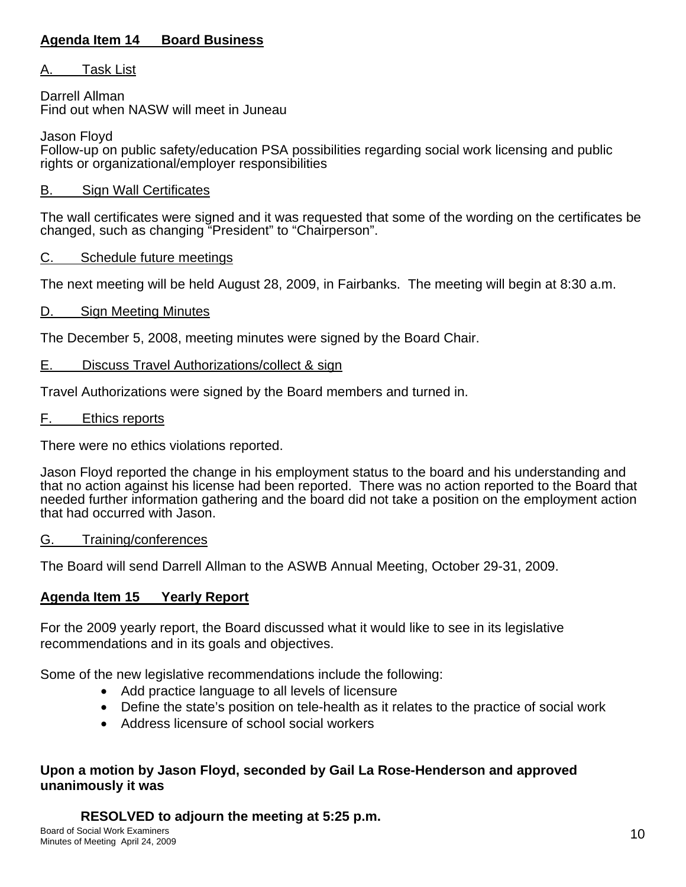**Agenda Item 14 Board Business**

A. Task List

Darrell Allman
Find out when NASW will meet in Juneau

Jason Floyd
Follow-up on public safety/education PSA possibilities regarding social work licensing and public rights or organizational/employer responsibilities

B. Sign Wall Certificates

The wall certificates were signed and it was requested that some of the wording on the certificates be changed, such as changing "President" to "Chairperson".

C. Schedule future meetings

The next meeting will be held August 28, 2009, in Fairbanks. The meeting will begin at 8:30 a.m.

D. Sign Meeting Minutes

The December 5, 2008, meeting minutes were signed by the Board Chair.

E. Discuss Travel Authorizations/collect & sign

Travel Authorizations were signed by the Board members and turned in.

F. Ethics reports

There were no ethics violations reported.

Jason Floyd reported the change in his employment status to the board and his understanding and that no action against his license had been reported. There was no action reported to the Board that needed further information gathering and the board did not take a position on the employment action that had occurred with Jason.

G. Training/conferences

The Board will send Darrell Allman to the ASWB Annual Meeting, October 29-31, 2009.

**Agenda Item 15 Yearly Report**

For the 2009 yearly report, the Board discussed what it would like to see in its legislative recommendations and in its goals and objectives.

Some of the new legislative recommendations include the following:

- Add practice language to all levels of licensure
- Define the state's position on tele-health as it relates to the practice of social work
- Address licensure of school social workers

**Upon a motion by Jason Floyd, seconded by Gail La Rose-Henderson and approved unanimously it was**

**RESOLVED to adjourn the meeting at 5:25 p.m.**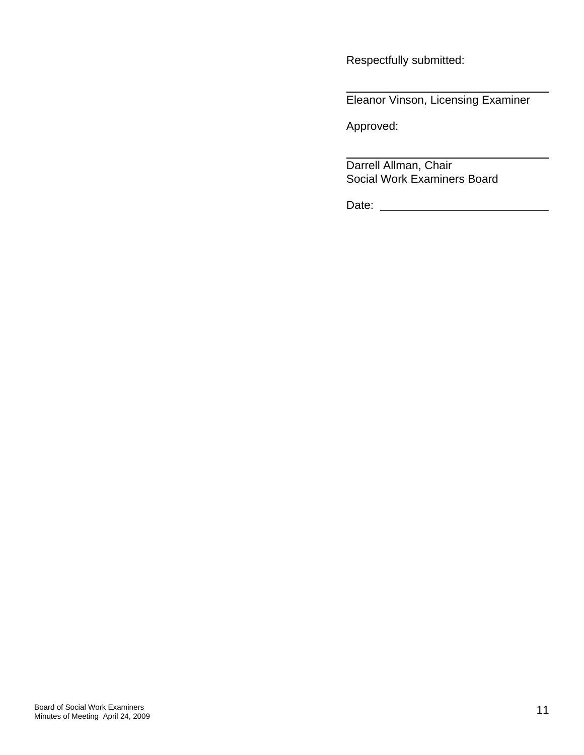Respectfully submitted:

\_\_\_\_\_\_\_\_\_\_\_\_\_\_\_\_\_\_\_\_\_\_\_\_\_\_\_\_\_\_\_\_

Eleanor Vinson, Licensing Examiner

Approved:

\_\_\_\_\_\_\_\_\_\_\_\_\_\_\_\_\_\_\_\_\_\_\_\_\_\_\_\_\_\_\_\_

Darrell Allman, Chair
Social Work Examiners Board

Date: \_\_\_\_\_\_\_\_\_\_\_\_\_\_\_\_\_\_\_\_\_\_\_\_\_\_